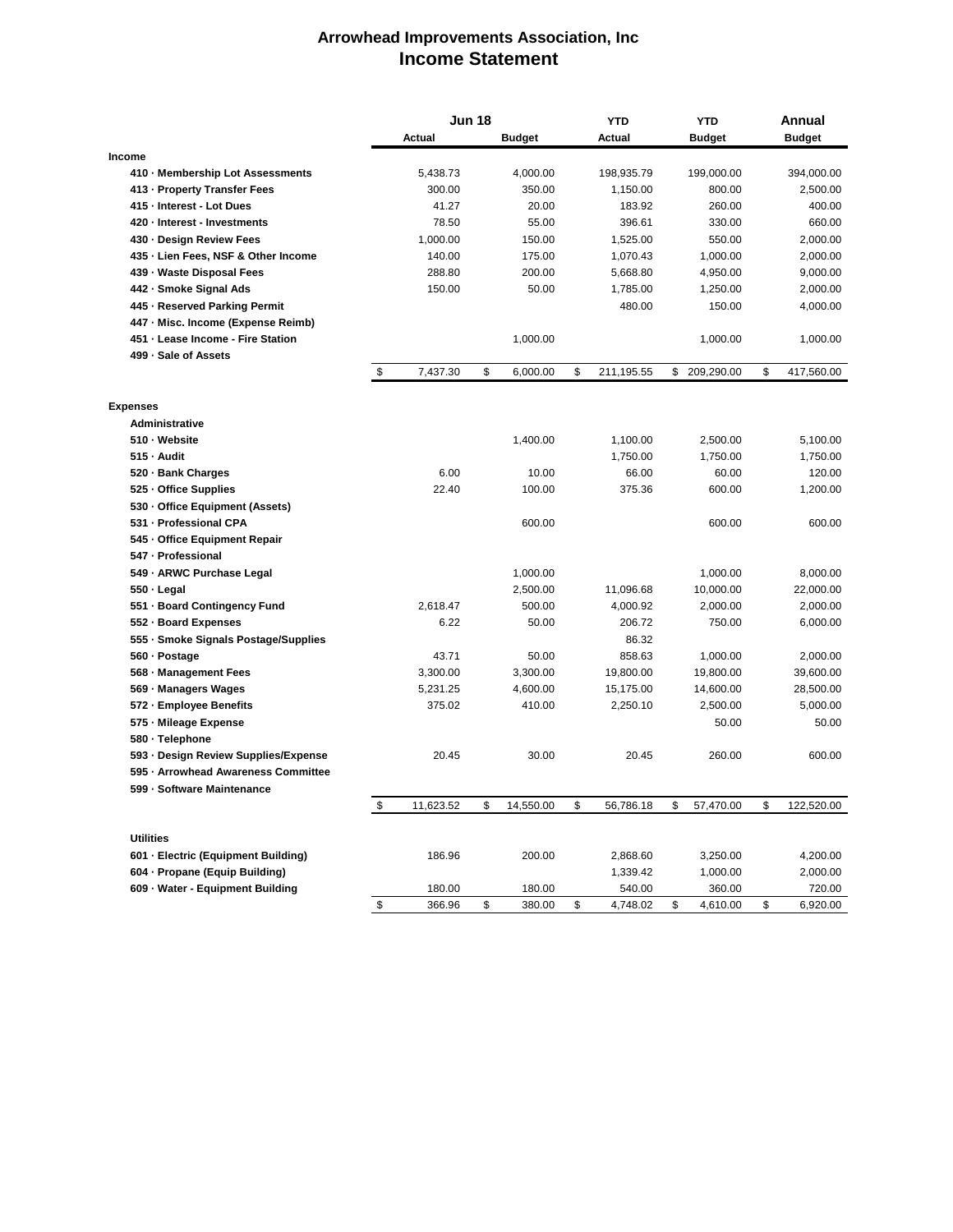# Arrowhead Improvements Association, Inc

## Income Statement

| | Jun 18 | | YTD | YTD | Annual |
|---|---|---|---|---|---|
| | Actual | Budget | Actual | Budget | Budget |
| **Income** | | | | | |
| **410 · Membership Lot Assessments** | 5,438.73 | 4,000.00 | 198,935.79 | 199,000.00 | 394,000.00 |
| **413 · Property Transfer Fees** | 300.00 | 350.00 | 1,150.00 | 800.00 | 2,500.00 |
| **415 · Interest - Lot Dues** | 41.27 | 20.00 | 183.92 | 260.00 | 400.00 |
| **420 · Interest - Investments** | 78.50 | 55.00 | 396.61 | 330.00 | 660.00 |
| **430 · Design Review Fees** | 1,000.00 | 150.00 | 1,525.00 | 550.00 | 2,000.00 |
| **435 · Lien Fees, NSF & Other Income** | 140.00 | 175.00 | 1,070.43 | 1,000.00 | 2,000.00 |
| **439 · Waste Disposal Fees** | 288.80 | 200.00 | 5,668.80 | 4,950.00 | 9,000.00 |
| **442 · Smoke Signal Ads** | 150.00 | 50.00 | 1,785.00 | 1,250.00 | 2,000.00 |
| **445 · Reserved Parking Permit** | | | 480.00 | 150.00 | 4,000.00 |
| **447 · Misc. Income (Expense Reimb)** | | | | | |
| **451 · Lease Income - Fire Station** | | 1,000.00 | | 1,000.00 | 1,000.00 |
| **499 · Sale of Assets** | | | | | |
| | $ 7,437.30 | $ 6,000.00 | $ 211,195.55 | $ 209,290.00 | $ 417,560.00 |
| **Expenses** | | | | | |
| **Administrative** | | | | | |
| **510 · Website** | | 1,400.00 | 1,100.00 | 2,500.00 | 5,100.00 |
| **515 · Audit** | | | 1,750.00 | 1,750.00 | 1,750.00 |
| **520 · Bank Charges** | 6.00 | 10.00 | 66.00 | 60.00 | 120.00 |
| **525 · Office Supplies** | 22.40 | 100.00 | 375.36 | 600.00 | 1,200.00 |
| **530 · Office Equipment (Assets)** | | | | | |
| **531 · Professional CPA** | | 600.00 | | 600.00 | 600.00 |
| **545 · Office Equipment Repair** | | | | | |
| **547 · Professional** | | | | | |
| **549 · ARWC Purchase Legal** | | 1,000.00 | | 1,000.00 | 8,000.00 |
| **550 · Legal** | | 2,500.00 | 11,096.68 | 10,000.00 | 22,000.00 |
| **551 · Board Contingency Fund** | 2,618.47 | 500.00 | 4,000.92 | 2,000.00 | 2,000.00 |
| **552 · Board Expenses** | 6.22 | 50.00 | 206.72 | 750.00 | 6,000.00 |
| **555 · Smoke Signals Postage/Supplies** | | | 86.32 | | |
| **560 · Postage** | 43.71 | 50.00 | 858.63 | 1,000.00 | 2,000.00 |
| **568 · Management Fees** | 3,300.00 | 3,300.00 | 19,800.00 | 19,800.00 | 39,600.00 |
| **569 · Managers Wages** | 5,231.25 | 4,600.00 | 15,175.00 | 14,600.00 | 28,500.00 |
| **572 · Employee Benefits** | 375.02 | 410.00 | 2,250.10 | 2,500.00 | 5,000.00 |
| **575 · Mileage Expense** | | | | 50.00 | 50.00 |
| **580 · Telephone** | | | | | |
| **593 · Design Review Supplies/Expense** | 20.45 | 30.00 | 20.45 | 260.00 | 600.00 |
| **595 · Arrowhead Awareness Committee** | | | | | |
| **599 · Software Maintenance** | | | | | |
| | $ 11,623.52 | $ 14,550.00 | $ 56,786.18 | $ 57,470.00 | $ 122,520.00 |
| **Utilities** | | | | | |
| **601 · Electric (Equipment Building)** | 186.96 | 200.00 | 2,868.60 | 3,250.00 | 4,200.00 |
| **604 · Propane (Equip Building)** | | | 1,339.42 | 1,000.00 | 2,000.00 |
| **609 · Water - Equipment Building** | 180.00 | 180.00 | 540.00 | 360.00 | 720.00 |
| | $ 366.96 | $ 380.00 | $ 4,748.02 | $ 4,610.00 | $ 6,920.00 |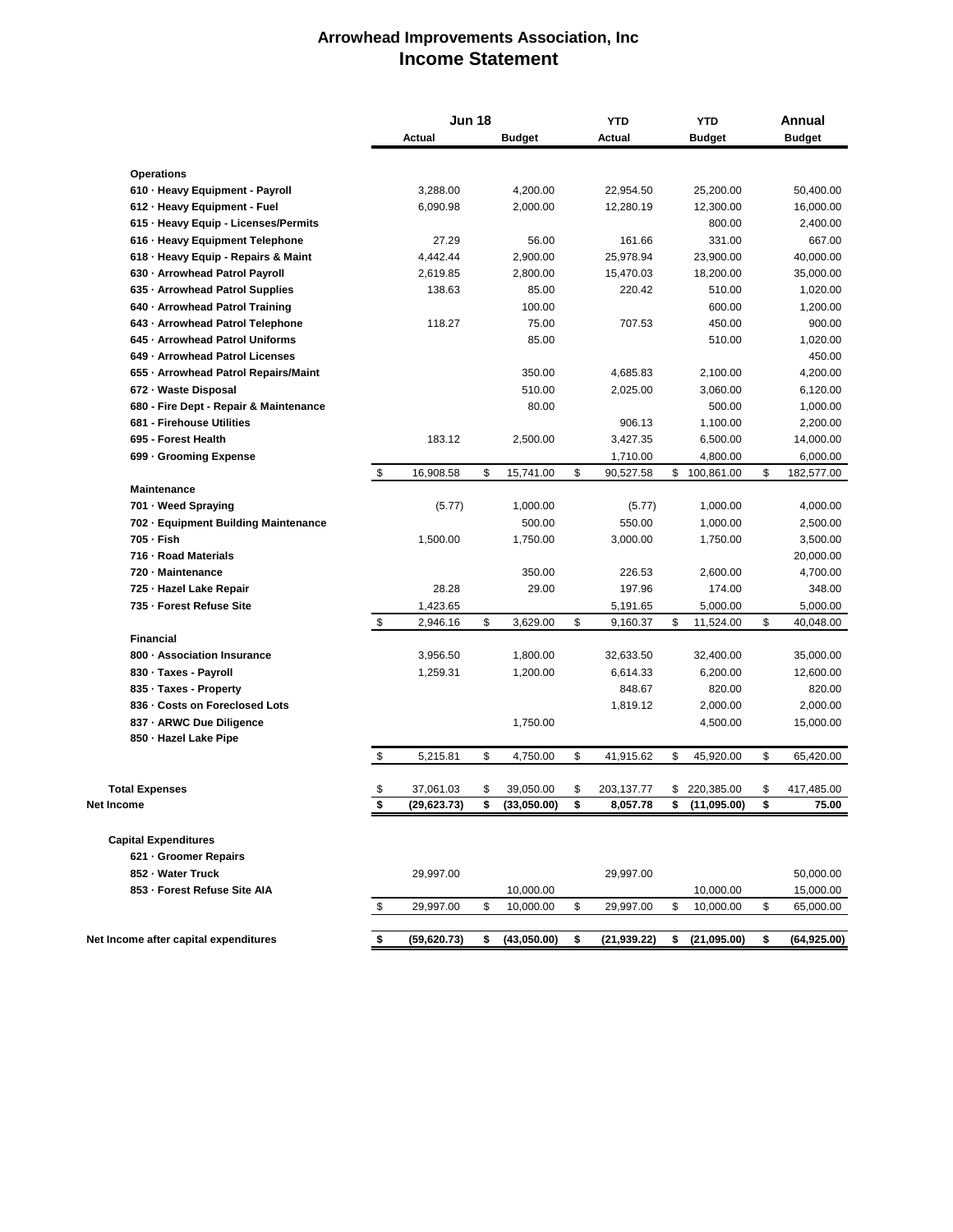# Arrowhead Improvements Association, Inc
## Income Statement

| | Jun 18 | | YTD | YTD | Annual |
|---|---|---|---|---|---|
| | Actual | Budget | Actual | Budget | Budget |
| **Operations** | | | | | |
| 610 · Heavy Equipment - Payroll | 3,288.00 | 4,200.00 | 22,954.50 | 25,200.00 | 50,400.00 |
| 612 · Heavy Equipment - Fuel | 6,090.98 | 2,000.00 | 12,280.19 | 12,300.00 | 16,000.00 |
| 615 · Heavy Equip - Licenses/Permits | | | | 800.00 | 2,400.00 |
| 616 · Heavy Equipment Telephone | 27.29 | 56.00 | 161.66 | 331.00 | 667.00 |
| 618 · Heavy Equip - Repairs & Maint | 4,442.44 | 2,900.00 | 25,978.94 | 23,900.00 | 40,000.00 |
| 630 · Arrowhead Patrol Payroll | 2,619.85 | 2,800.00 | 15,470.03 | 18,200.00 | 35,000.00 |
| 635 · Arrowhead Patrol Supplies | 138.63 | 85.00 | 220.42 | 510.00 | 1,020.00 |
| 640 · Arrowhead Patrol Training | | 100.00 | | 600.00 | 1,200.00 |
| 643 · Arrowhead Patrol Telephone | 118.27 | 75.00 | 707.53 | 450.00 | 900.00 |
| 645 · Arrowhead Patrol Uniforms | | 85.00 | | 510.00 | 1,020.00 |
| 649 · Arrowhead Patrol Licenses | | | | | 450.00 |
| 655 · Arrowhead Patrol Repairs/Maint | | 350.00 | 4,685.83 | 2,100.00 | 4,200.00 |
| 672 · Waste Disposal | | 510.00 | 2,025.00 | 3,060.00 | 6,120.00 |
| 680 - Fire Dept - Repair & Maintenance | | 80.00 | | 500.00 | 1,000.00 |
| 681 - Firehouse Utilities | | | 906.13 | 1,100.00 | 2,200.00 |
| 695 - Forest Health | 183.12 | 2,500.00 | 3,427.35 | 6,500.00 | 14,000.00 |
| 699 · Grooming Expense | | | 1,710.00 | 4,800.00 | 6,000.00 |
| | $ 16,908.58 | $ 15,741.00 | $ 90,527.58 | $ 100,861.00 | $ 182,577.00 |
| **Maintenance** | | | | | |
| 701 · Weed Spraying | (5.77) | 1,000.00 | (5.77) | 1,000.00 | 4,000.00 |
| 702 · Equipment Building Maintenance | | 500.00 | 550.00 | 1,000.00 | 2,500.00 |
| 705 · Fish | 1,500.00 | 1,750.00 | 3,000.00 | 1,750.00 | 3,500.00 |
| 716 · Road Materials | | | | | 20,000.00 |
| 720 · Maintenance | | 350.00 | 226.53 | 2,600.00 | 4,700.00 |
| 725 · Hazel Lake Repair | 28.28 | 29.00 | 197.96 | 174.00 | 348.00 |
| 735 · Forest Refuse Site | 1,423.65 | | 5,191.65 | 5,000.00 | 5,000.00 |
| | $ 2,946.16 | $ 3,629.00 | $ 9,160.37 | $ 11,524.00 | $ 40,048.00 |
| **Financial** | | | | | |
| 800 · Association Insurance | 3,956.50 | 1,800.00 | 32,633.50 | 32,400.00 | 35,000.00 |
| 830 · Taxes - Payroll | 1,259.31 | 1,200.00 | 6,614.33 | 6,200.00 | 12,600.00 |
| 835 · Taxes - Property | | | 848.67 | 820.00 | 820.00 |
| 836 · Costs on Foreclosed Lots | | | 1,819.12 | 2,000.00 | 2,000.00 |
| 837 · ARWC Due Diligence | | 1,750.00 | | 4,500.00 | 15,000.00 |
| 850 · Hazel Lake Pipe | | | | | |
| | $ 5,215.81 | $ 4,750.00 | $ 41,915.62 | $ 45,920.00 | $ 65,420.00 |
| **Total Expenses** | $ 37,061.03 | $ 39,050.00 | $ 203,137.77 | $ 220,385.00 | $ 417,485.00 |
| **Net Income** | **$ (29,623.73)** | **$ (33,050.00)** | **$ 8,057.78** | **$ (11,095.00)** | **$ 75.00** |
| **Capital Expenditures** | | | | | |
| 621 · Groomer Repairs | | | | | |
| 852 · Water Truck | 29,997.00 | | 29,997.00 | | 50,000.00 |
| 853 · Forest Refuse Site AIA | | 10,000.00 | | 10,000.00 | 15,000.00 |
| | $ 29,997.00 | $ 10,000.00 | $ 29,997.00 | $ 10,000.00 | $ 65,000.00 |
| **Net Income after capital expenditures** | **$ (59,620.73)** | **$ (43,050.00)** | **$ (21,939.22)** | **$ (21,095.00)** | **$ (64,925.00)** |